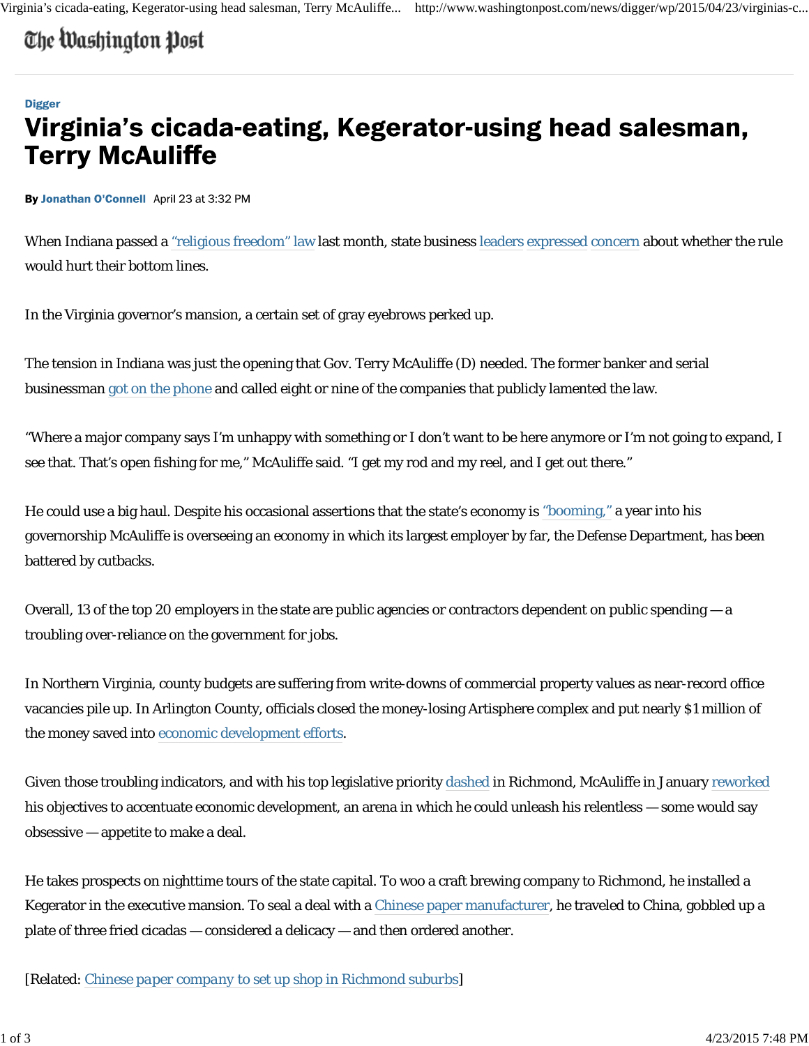The Washington Post

Digger

# Virginia's cicada-eating, Kegerator-using head salesman, Terry McAuliffe

**By** Jonathan O'Connell April 23 at 3:32 PM

When Indiana passed a "religious freedom" law last month, state business leaders expressed concern about whether the rule would hurt their bottom lines.

In the Virginia governor's mansion, a certain set of gray eyebrows perked up.

The tension in Indiana was just the opening that Gov. Terry McAuliffe (D) needed. The former banker and serial businessman got on the phone and called eight or nine of the companies that publicly lamented the law.

"Where a major company says I'm unhappy with something or I don't want to be here anymore or I'm not going to expand, I see that. That's open fishing for me," McAuliffe said. "I get my rod and my reel, and I get out there."

He could use a big haul. Despite his occasional assertions that the state's economy is "booming," a year into his governorship McAuliffe is overseeing an economy in which its largest employer by far, the Defense Department, has been battered by cutbacks.

Overall, 13 of the top 20 employers in the state are public agencies or contractors dependent on public spending — a troubling over-reliance on the government for jobs.

In Northern Virginia, county budgets are suffering from write-downs of commercial property values as near-record office vacancies pile up. In Arlington County, officials closed the money-losing Artisphere complex and put nearly $1 million of the money saved into economic development efforts.

Given those troubling indicators, and with his top legislative priority dashed in Richmond, McAuliffe in January reworked his objectives to accentuate economic development, an arena in which he could unleash his relentless — some would say obsessive — appetite to make a deal.

He takes prospects on nighttime tours of the state capital. To woo a craft brewing company to Richmond, he installed a Kegerator in the executive mansion. To seal a deal with a Chinese paper manufacturer, he traveled to China, gobbled up a plate of three fried cicadas — considered a delicacy — and then ordered another.

[Related: *Chinese paper company to set up shop in Richmond suburbs*]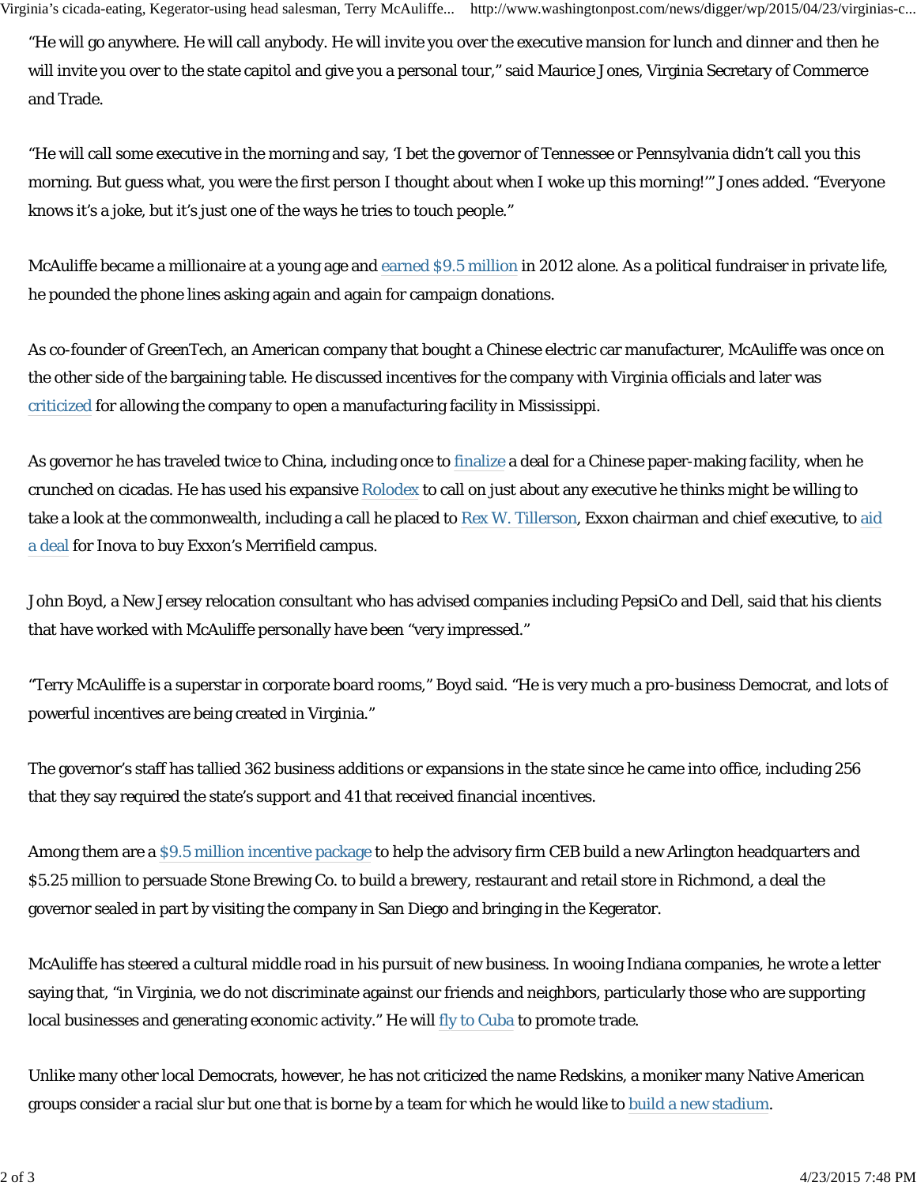"He will go anywhere. He will call anybody. He will invite you over the executive mansion for lunch and dinner and then he will invite you over to the state capitol and give you a personal tour," said Maurice Jones, Virginia Secretary of Commerce and Trade.

"He will call some executive in the morning and say, 'I bet the governor of Tennessee or Pennsylvania didn't call you this morning. But guess what, you were the first person I thought about when I woke up this morning!'" Jones added. "Everyone knows it's a joke, but it's just one of the ways he tries to touch people."

McAuliffe became a millionaire at a young age and earned $9.5 million in 2012 alone. As a political fundraiser in private life, he pounded the phone lines asking again and again for campaign donations.

As co-founder of GreenTech, an American company that bought a Chinese electric car manufacturer, McAuliffe was once on the other side of the bargaining table. He discussed incentives for the company with Virginia officials and later was criticized for allowing the company to open a manufacturing facility in Mississippi.

As governor he has traveled twice to China, including once to finalize a deal for a Chinese paper-making facility, when he crunched on cicadas. He has used his expansive Rolodex to call on just about any executive he thinks might be willing to take a look at the commonwealth, including a call he placed to Rex W. Tillerson, Exxon chairman and chief executive, to aid a deal for Inova to buy Exxon's Merrifield campus.

John Boyd, a New Jersey relocation consultant who has advised companies including PepsiCo and Dell, said that his clients that have worked with McAuliffe personally have been "very impressed."

"Terry McAuliffe is a superstar in corporate board rooms," Boyd said. "He is very much a pro-business Democrat, and lots of powerful incentives are being created in Virginia."

The governor's staff has tallied 362 business additions or expansions in the state since he came into office, including 256 that they say required the state's support and 41 that received financial incentives.

Among them are a $9.5 million incentive package to help the advisory firm CEB build a new Arlington headquarters and $5.25 million to persuade Stone Brewing Co. to build a brewery, restaurant and retail store in Richmond, a deal the governor sealed in part by visiting the company in San Diego and bringing in the Kegerator.

McAuliffe has steered a cultural middle road in his pursuit of new business. In wooing Indiana companies, he wrote a letter saying that, "in Virginia, we do not discriminate against our friends and neighbors, particularly those who are supporting local businesses and generating economic activity." He will fly to Cuba to promote trade.

Unlike many other local Democrats, however, he has not criticized the name Redskins, a moniker many Native American groups consider a racial slur but one that is borne by a team for which he would like to build a new stadium.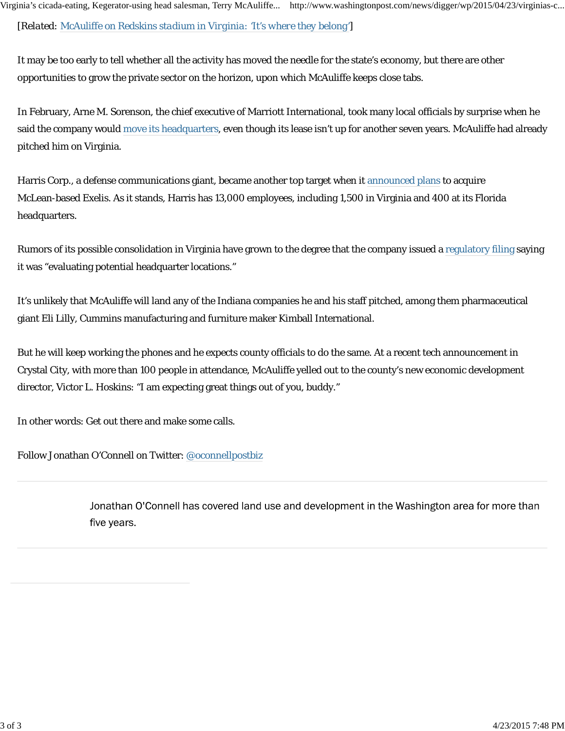[*Related:* McAuliffe on Redskins stadium in Virginia: 'It's where they belong']

It may be too early to tell whether all the activity has moved the needle for the state's economy, but there are other opportunities to grow the private sector on the horizon, upon which McAuliffe keeps close tabs.

In February, Arne M. Sorenson, the chief executive of Marriott International, took many local officials by surprise when he said the company would move its headquarters, even though its lease isn't up for another seven years. McAuliffe had already pitched him on Virginia.

Harris Corp., a defense communications giant, became another top target when it announced plans to acquire McLean-based Exelis. As it stands, Harris has 13,000 employees, including 1,500 in Virginia and 400 at its Florida headquarters.

Rumors of its possible consolidation in Virginia have grown to the degree that the company issued a regulatory filing saying it was "evaluating potential headquarter locations."

It's unlikely that McAuliffe will land any of the Indiana companies he and his staff pitched, among them pharmaceutical giant Eli Lilly, Cummins manufacturing and furniture maker Kimball International.

But he will keep working the phones and he expects county officials to do the same. At a recent tech announcement in Crystal City, with more than 100 people in attendance, McAuliffe yelled out to the county's new economic development director, Victor L. Hoskins: "I am expecting great things out of you, buddy."

In other words: Get out there and make some calls.

Follow Jonathan O'Connell on Twitter: @oconnellpostbiz

---

Jonathan O'Connell has covered land use and development in the Washington area for more than five years.